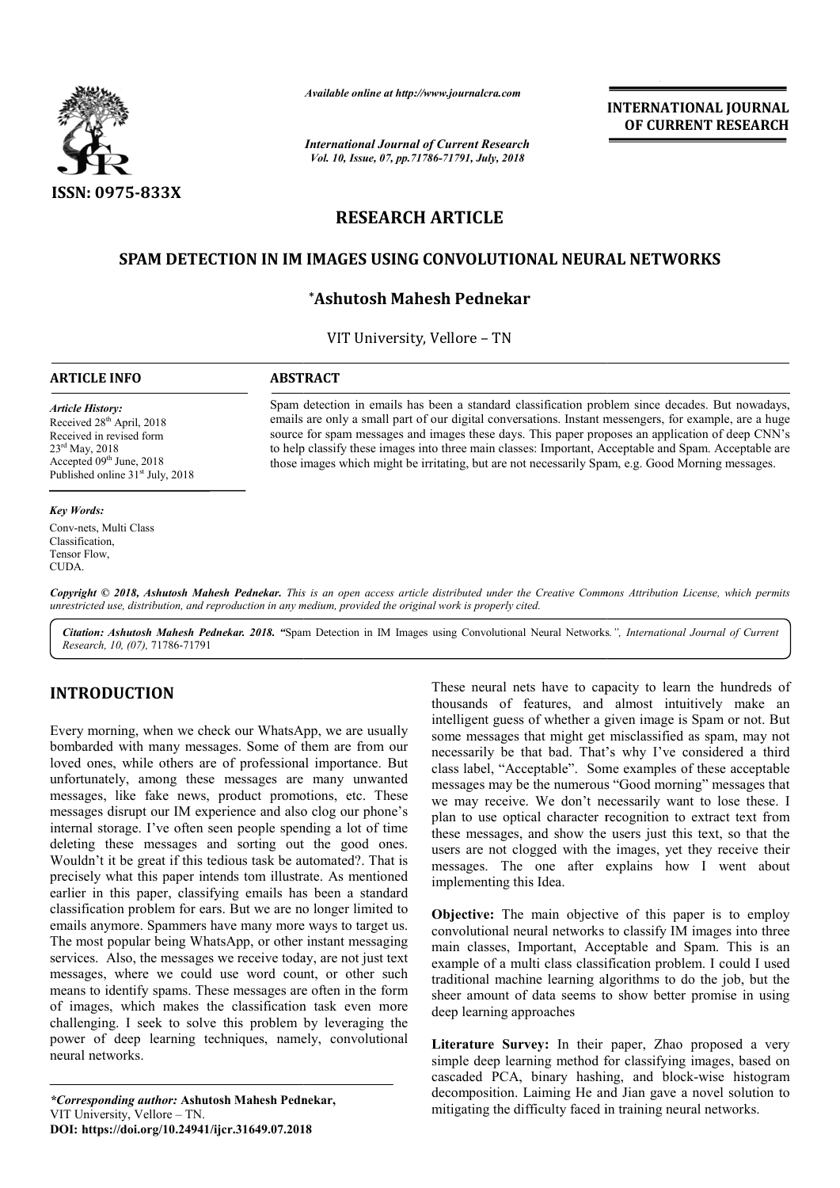ISSN: 0975-833X

*Available online at http://www.journalcra.com*

INTERNATIONAL JOURNAL OF CURRENT RESEARCH

# RESEARCH ARTICLE

# SPAM DETECTION IN IM IMAGES USING CONVOLUTIONAL NEURAL NETWORKS

**\*Ashutosh Mahesh Pednekar**

VIT University, Vellore – TN

**ARTICLE INFO**

*Article History:*
Received 28th April, 2018
Received in revised form 23rd May, 2018
Accepted 09th June, 2018
Published online 31st July, 2018

*Key Words:*
Conv-nets, Multi Class Classification, Tensor Flow, CUDA.

**ABSTRACT**

Spam detection in emails has been a standard classification problem since decades. But nowadays, emails are only a small part of our digital conversations. Instant messengers, for example, are a huge source for spam messages and images these days. This paper proposes an application of deep CNN's to help classify these images into three main classes: Important, Acceptable and Spam. Acceptable are those images which might be irritating, but are not necessarily Spam, e.g. Good Morning messages.

***Copyright © 2018, Ashutosh Mahesh Pednekar.** This is an open access article distributed under the Creative Commons Attribution License, which permits unrestricted use, distribution, and reproduction in any medium, provided the original work is properly cited.*

***Citation: Ashutosh Mahesh Pednekar. 2018.** "Spam Detection in IM Images using Convolutional Neural Networks.", International Journal of Current Research, 10, (07), 71786-71791*

## INTRODUCTION

Every morning, when we check our WhatsApp, we are usually bombarded with many messages. Some of them are from our loved ones, while others are of professional importance. But unfortunately, among these messages are many unwanted messages, like fake news, product promotions, etc. These messages disrupt our IM experience and also clog our phone's internal storage. I've often seen people spending a lot of time deleting these messages and sorting out the good ones. Wouldn't it be great if this tedious task be automated?. That is precisely what this paper intends tom illustrate. As mentioned earlier in this paper, classifying emails has been a standard classification problem for ears. But we are no longer limited to emails anymore. Spammers have many more ways to target us. The most popular being WhatsApp, or other instant messaging services. Also, the messages we receive today, are not just text messages, where we could use word count, or other such means to identify spams. These messages are often in the form of images, which makes the classification task even more challenging. I seek to solve this problem by leveraging the power of deep learning techniques, namely, convolutional neural networks.

These neural nets have to capacity to learn the hundreds of thousands of features, and almost intuitively make an intelligent guess of whether a given image is Spam or not. But some messages that might get misclassified as spam, may not necessarily be that bad. That's why I've considered a third class label, "Acceptable". Some examples of these acceptable messages may be the numerous "Good morning" messages that we may receive. We don't necessarily want to lose these. I plan to use optical character recognition to extract text from these messages, and show the users just this text, so that the users are not clogged with the images, yet they receive their messages. The one after explains how I went about implementing this Idea.

**Objective:** The main objective of this paper is to employ convolutional neural networks to classify IM images into three main classes, Important, Acceptable and Spam. This is an example of a multi class classification problem. I could I used traditional machine learning algorithms to do the job, but the sheer amount of data seems to show better promise in using deep learning approaches

**Literature Survey:** In their paper, Zhao proposed a very simple deep learning method for classifying images, based on cascaded PCA, binary hashing, and block-wise histogram decomposition. Laiming He and Jian gave a novel solution to mitigating the difficulty faced in training neural networks.

*\*Corresponding author:* **Ashutosh Mahesh Pednekar,**
VIT University, Vellore – TN.
**DOI: https://doi.org/10.24941/ijcr.31649.07.2018**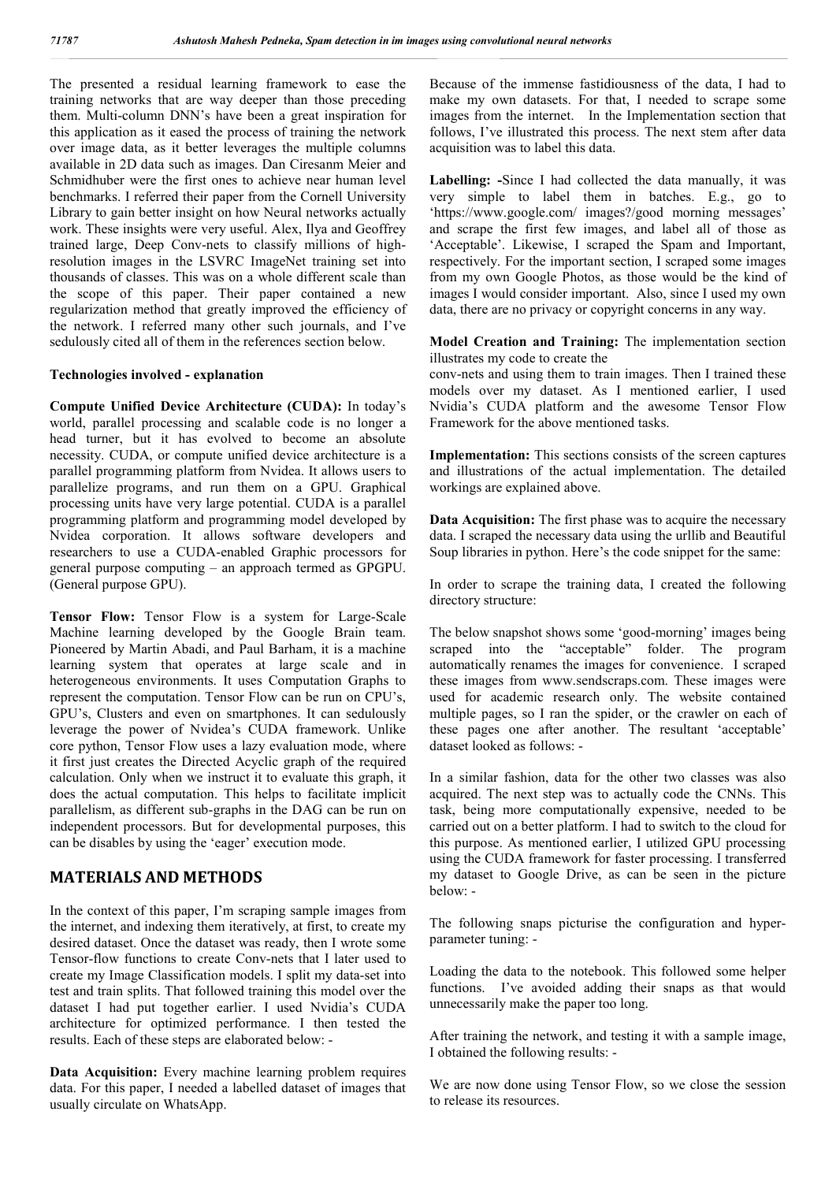The presented a residual learning framework to ease the training networks that are way deeper than those preceding them. Multi-column DNN's have been a great inspiration for this application as it eased the process of training the network over image data, as it better leverages the multiple columns available in 2D data such as images. Dan Ciresanm Meier and Schmidhuber were the first ones to achieve near human level benchmarks. I referred their paper from the Cornell University Library to gain better insight on how Neural networks actually work. These insights were very useful. Alex, Ilya and Geoffrey trained large, Deep Conv-nets to classify millions of high-resolution images in the LSVRC ImageNet training set into thousands of classes. This was on a whole different scale than the scope of this paper. Their paper contained a new regularization method that greatly improved the efficiency of the network. I referred many other such journals, and I've sedulously cited all of them in the references section below.

**Technologies involved - explanation**

**Compute Unified Device Architecture (CUDA):** In today's world, parallel processing and scalable code is no longer a head turner, but it has evolved to become an absolute necessity. CUDA, or compute unified device architecture is a parallel programming platform from Nvidea. It allows users to parallelize programs, and run them on a GPU. Graphical processing units have very large potential. CUDA is a parallel programming platform and programming model developed by Nvidea corporation. It allows software developers and researchers to use a CUDA-enabled Graphic processors for general purpose computing – an approach termed as GPGPU. (General purpose GPU).

**Tensor Flow:** Tensor Flow is a system for Large-Scale Machine learning developed by the Google Brain team. Pioneered by Martin Abadi, and Paul Barham, it is a machine learning system that operates at large scale and in heterogeneous environments. It uses Computation Graphs to represent the computation. Tensor Flow can be run on CPU's, GPU's, Clusters and even on smartphones. It can sedulously leverage the power of Nvidea's CUDA framework. Unlike core python, Tensor Flow uses a lazy evaluation mode, where it first just creates the Directed Acyclic graph of the required calculation. Only when we instruct it to evaluate this graph, it does the actual computation. This helps to facilitate implicit parallelism, as different sub-graphs in the DAG can be run on independent processors. But for developmental purposes, this can be disables by using the 'eager' execution mode.

## MATERIALS AND METHODS

In the context of this paper, I'm scraping sample images from the internet, and indexing them iteratively, at first, to create my desired dataset. Once the dataset was ready, then I wrote some Tensor-flow functions to create Conv-nets that I later used to create my Image Classification models. I split my data-set into test and train splits. That followed training this model over the dataset I had put together earlier. I used Nvidia's CUDA architecture for optimized performance. I then tested the results. Each of these steps are elaborated below: -

**Data Acquisition:** Every machine learning problem requires data. For this paper, I needed a labelled dataset of images that usually circulate on WhatsApp. Because of the immense fastidiousness of the data, I had to make my own datasets. For that, I needed to scrape some images from the internet. In the Implementation section that follows, I've illustrated this process. The next stem after data acquisition was to label this data.

**Labelling: -**Since I had collected the data manually, it was very simple to label them in batches. E.g., go to 'https://www.google.com/ images?/good morning messages' and scrape the first few images, and label all of those as 'Acceptable'. Likewise, I scraped the Spam and Important, respectively. For the important section, I scraped some images from my own Google Photos, as those would be the kind of images I would consider important. Also, since I used my own data, there are no privacy or copyright concerns in any way.

**Model Creation and Training:** The implementation section illustrates my code to create the conv-nets and using them to train images. Then I trained these models over my dataset. As I mentioned earlier, I used Nvidia's CUDA platform and the awesome Tensor Flow Framework for the above mentioned tasks.

**Implementation:** This sections consists of the screen captures and illustrations of the actual implementation. The detailed workings are explained above.

**Data Acquisition:** The first phase was to acquire the necessary data. I scraped the necessary data using the urllib and Beautiful Soup libraries in python. Here's the code snippet for the same:

In order to scrape the training data, I created the following directory structure:

The below snapshot shows some 'good-morning' images being scraped into the "acceptable" folder. The program automatically renames the images for convenience. I scraped these images from www.sendscraps.com. These images were used for academic research only. The website contained multiple pages, so I ran the spider, or the crawler on each of these pages one after another. The resultant 'acceptable' dataset looked as follows: -

In a similar fashion, data for the other two classes was also acquired. The next step was to actually code the CNNs. This task, being more computationally expensive, needed to be carried out on a better platform. I had to switch to the cloud for this purpose. As mentioned earlier, I utilized GPU processing using the CUDA framework for faster processing. I transferred my dataset to Google Drive, as can be seen in the picture below: -

The following snaps picturise the configuration and hyper-parameter tuning: -

Loading the data to the notebook. This followed some helper functions. I've avoided adding their snaps as that would unnecessarily make the paper too long.

After training the network, and testing it with a sample image, I obtained the following results: -

We are now done using Tensor Flow, so we close the session to release its resources.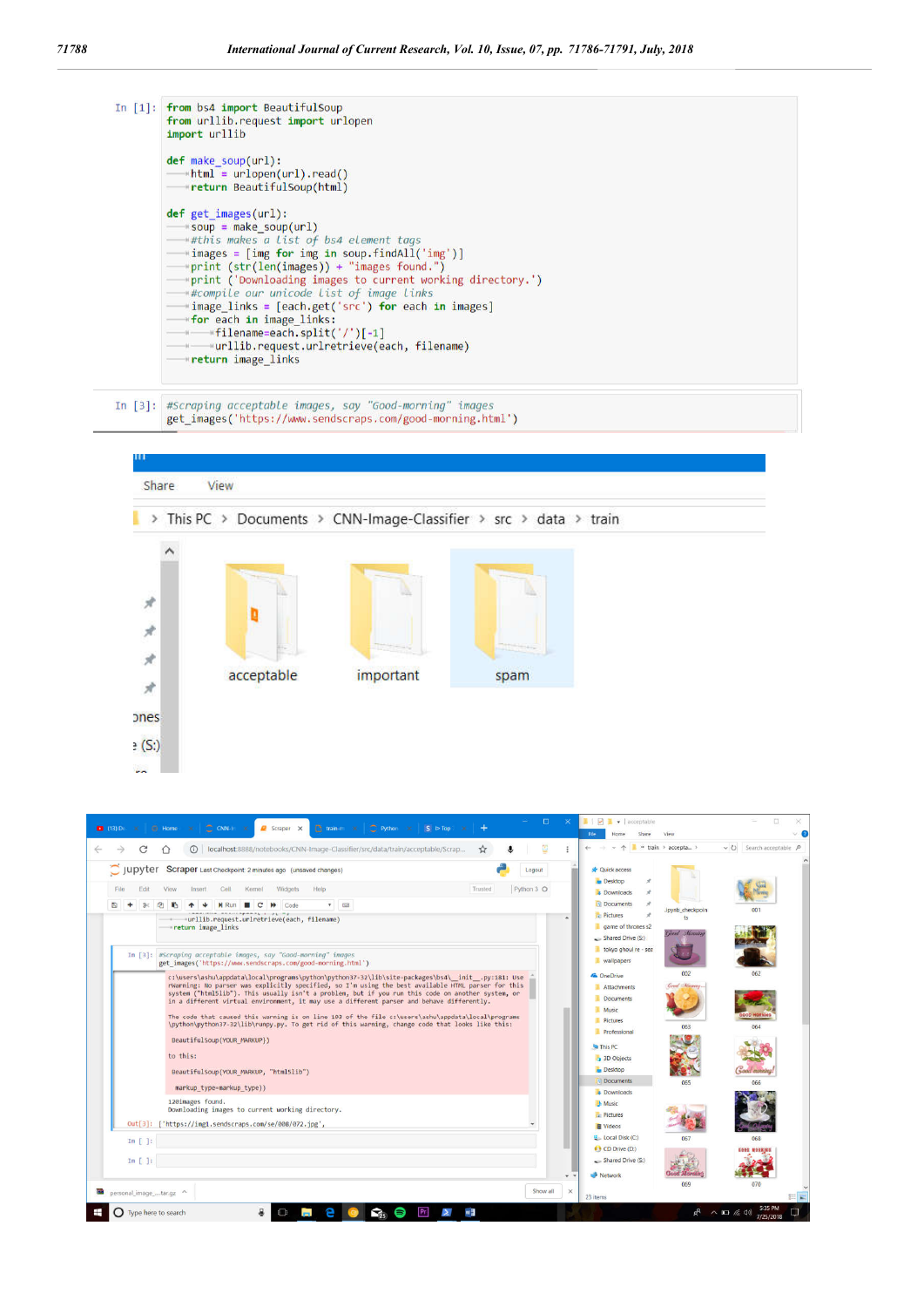```
In [1]: from bs4 import BeautifulSoup
        from urllib.request import urlopen
        import urllib

        def make_soup(url):
            html = urlopen(url).read()
            return BeautifulSoup(html)

        def get_images(url):
            soup = make_soup(url)
            #this makes a list of bs4 element tags
            images = [img for img in soup.findAll('img')]
            print (str(len(images)) + "images found.")
            print ('Downloading images to current working directory.')
            #compile our unicode list of image links
            image_links = [each.get('src') for each in images]
            for each in image_links:
                filename=each.split('/')[-1]
                urllib.request.urlretrieve(each, filename)
            return image_links
```

```
In [3]: #Scraping acceptable images, say "Good-morning" images
        get_images('https://www.sendscraps.com/good-morning.html')
```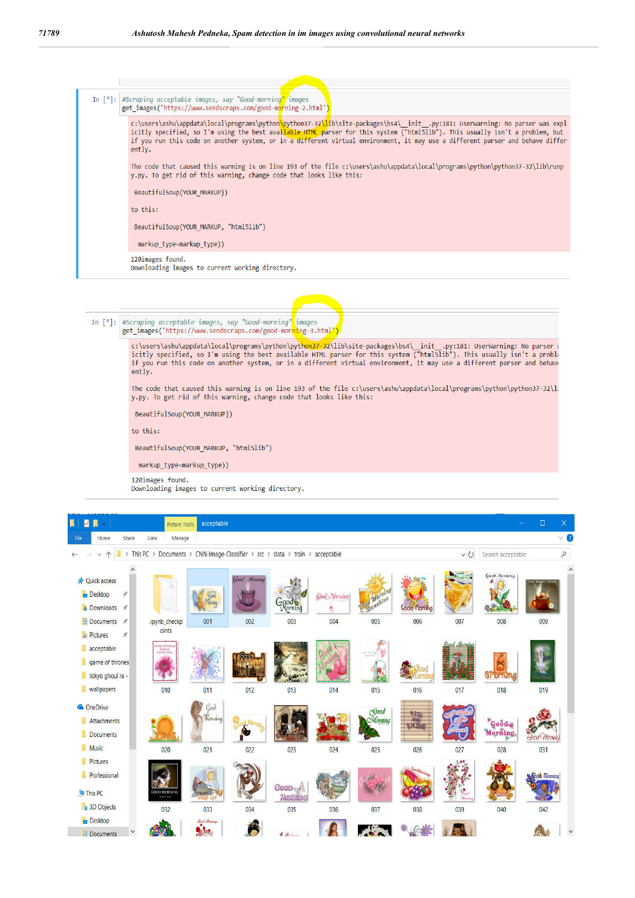```
In [*]: #Scraping acceptable images, say "Good-morning" images
        get_images('https://www.sendscraps.com/good-morning-2.html')

c:\users\ashu\appdata\local\programs\python\python37-32\lib\site-packages\bs4\__init__.py:181: UserWarning: No parser was explicitly specified, so I'm using the best available HTML parser for this system ("html5lib"). This usually isn't a problem, but if you run this code on another system, or in a different virtual environment, it may use a different parser and behave differently.

The code that caused this warning is on line 193 of the file c:\users\ashu\appdata\local\programs\python\python37-32\lib\runpy.py. To get rid of this warning, change code that looks like this:

 BeautifulSoup(YOUR_MARKUP})

to this:

 BeautifulSoup(YOUR_MARKUP, "html5lib")

  markup_type=markup_type))

120images found.
Downloading images to current working directory.
```

```
In [*]: #Scraping acceptable images, say "Good-morning" images
        get_images('https://www.sendscraps.com/good-morning-3.html')

c:\users\ashu\appdata\local\programs\python\python37-32\lib\site-packages\bs4\__init__.py:181: UserWarning: No parser w
icitly specified, so I'm using the best available HTML parser for this system ("html5lib"). This usually isn't a probl
if you run this code on another system, or in a different virtual environment, it may use a different parser and behav
ently.

The code that caused this warning is on line 193 of the file c:\users\ashu\appdata\local\programs\python\python37-32\l
y.py. To get rid of this warning, change code that looks like this:

 BeautifulSoup(YOUR_MARKUP})

to this:

 BeautifulSoup(YOUR_MARKUP, "html5lib")

  markup_type=markup_type))

120images found.
Downloading images to current working directory.
```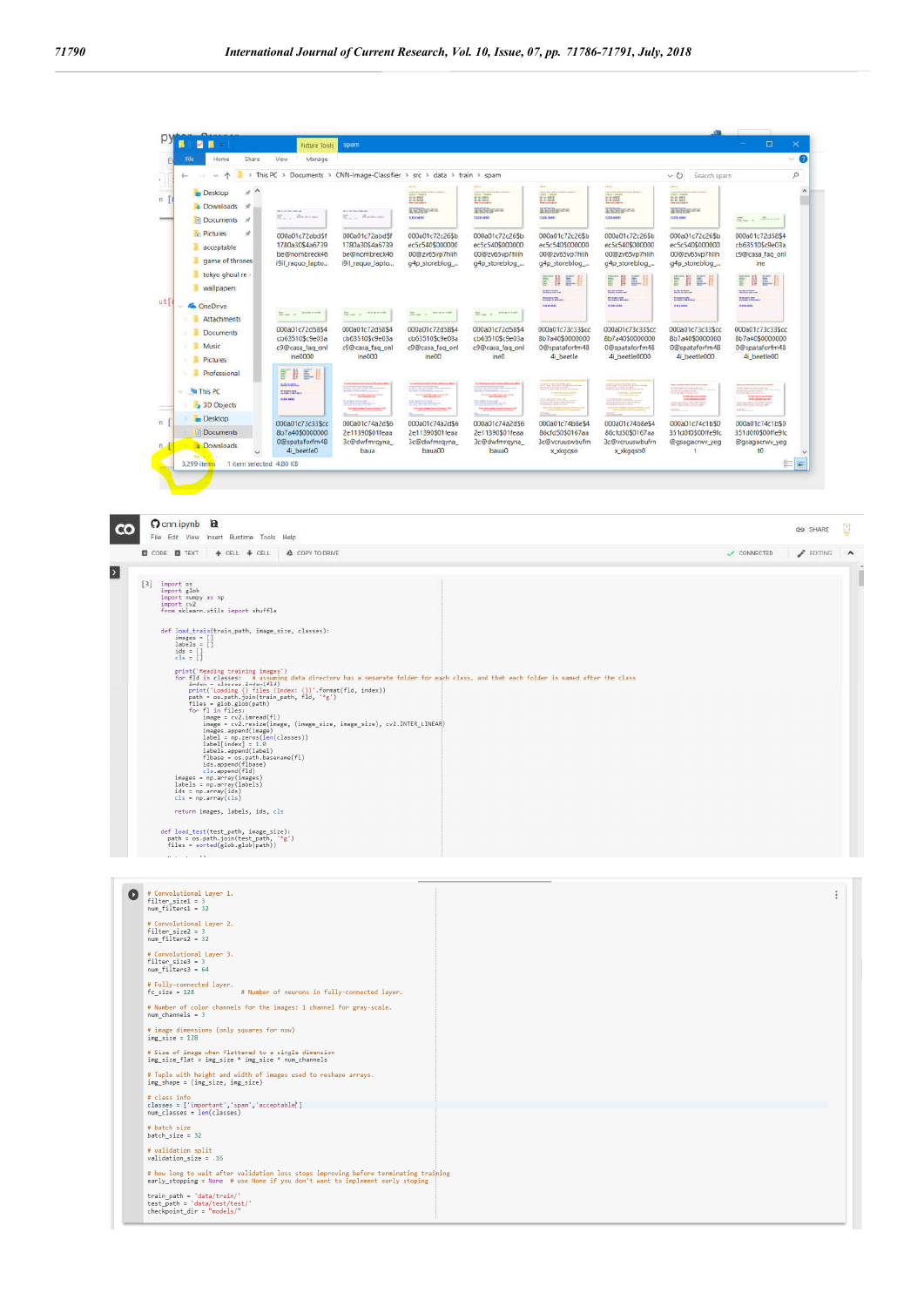```python
import os
import glob
import numpy as np
import cv2
from sklearn.utils import shuffle


def load_train(train_path, image_size, classes):
    images = []
    labels = []
    ids = []
    cls = []

    print('Reading training images')
    for fld in classes:   # assuming data directory has a separate folder for each class, and that each folder is named after the class
        index = classes.index(fld)
        print('Loading {} files (Index: {})'.format(fld, index))
        path = os.path.join(train_path, fld, '*g')
        files = glob.glob(path)
        for fl in files:
            image = cv2.imread(fl)
            image = cv2.resize(image, (image_size, image_size), cv2.INTER_LINEAR)
            images.append(image)
            label = np.zeros(len(classes))
            label[index] = 1.0
            labels.append(label)
            flbase = os.path.basename(fl)
            ids.append(flbase)
            cls.append(fld)
    images = np.array(images)
    labels = np.array(labels)
    ids = np.array(ids)
    cls = np.array(cls)

    return images, labels, ids, cls


def load_test(test_path, image_size):
    path = os.path.join(test_path, '*g')
    files = sorted(glob.glob(path))
```

```python
# Convolutional Layer 1.
filter_size1 = 3
num_filters1 = 32

# Convolutional Layer 2.
filter_size2 = 3
num_filters2 = 32

# Convolutional Layer 3.
filter_size3 = 3
num_filters3 = 64

# Fully-connected layer.
fc_size = 128             # Number of neurons in fully-connected layer.

# Number of color channels for the images: 1 channel for gray-scale.
num_channels = 3

# image dimensions (only squares for now)
img_size = 128

# Size of image when flattened to a single dimension
img_size_flat = img_size * img_size * num_channels

# Tuple with height and width of images used to reshape arrays.
img_shape = (img_size, img_size)

# class info
classes = ['important','spam','acceptable']
num_classes = len(classes)

# batch size
batch_size = 32

# validation split
validation_size = .16

# how long to wait after validation loss stops improving before terminating training
early_stopping = None  # use None if you don't want to implement early stoping

train_path = 'data/train/'
test_path = 'data/test/test/'
checkpoint_dir = "models/"
```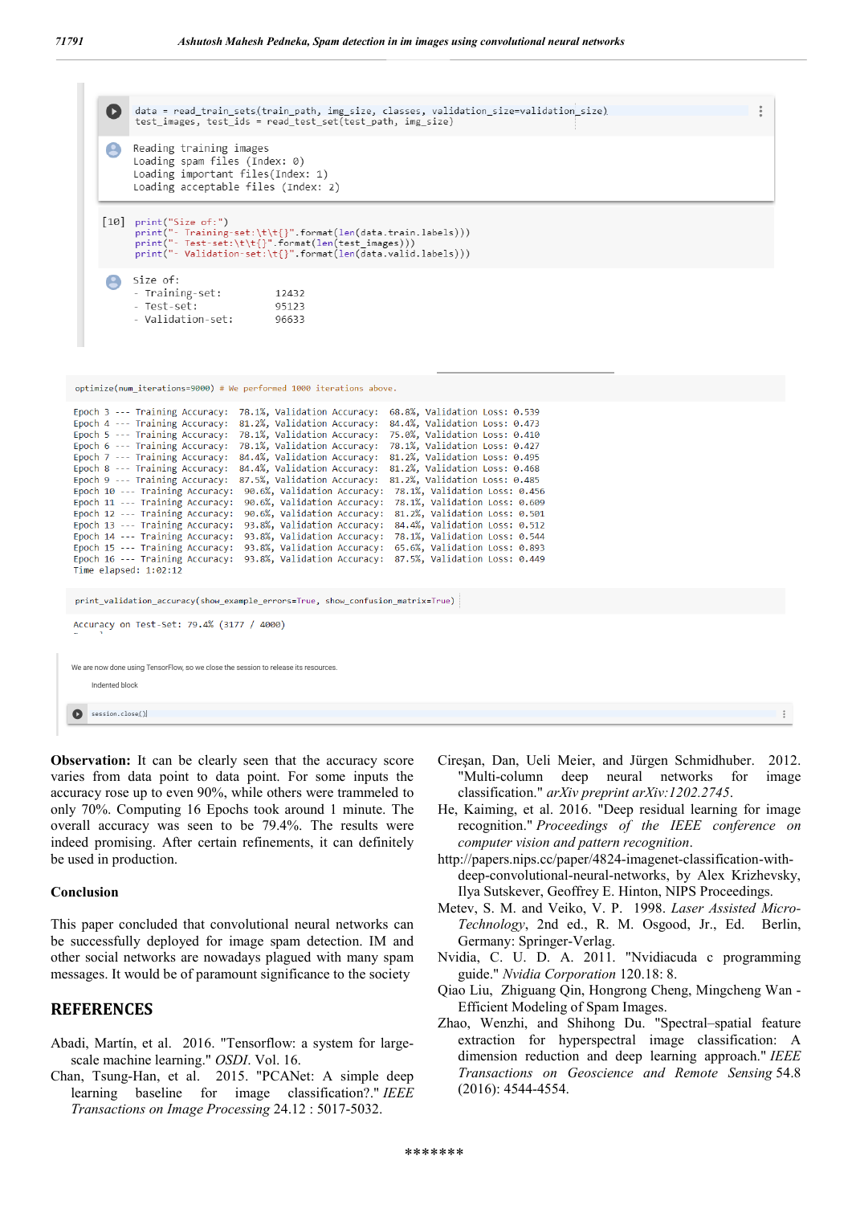```
data = read_train_sets(train_path, img_size, classes, validation_size=validation_size)
test_images, test_ids = read_test_set(test_path, img_size)
```

```
Reading training images
Loading spam files (Index: 0)
Loading important files(Index: 1)
Loading acceptable files (Index: 2)
```

```
[10] print("Size of:")
     print("- Training-set:\t\t{}".format(len(data.train.labels)))
     print("- Test-set:\t\t{}".format(len(test_images)))
     print("- Validation-set:\t{}".format(len(data.valid.labels)))
```

```
Size of:
- Training-set:        12432
- Test-set:            95123
- Validation-set:      96633
```

```
optimize(num_iterations=9000) # We performed 1000 iterations above.
```

```
Epoch 3 --- Training Accuracy:  78.1%, Validation Accuracy:  68.8%, Validation Loss: 0.539
Epoch 4 --- Training Accuracy:  81.2%, Validation Accuracy:  84.4%, Validation Loss: 0.473
Epoch 5 --- Training Accuracy:  78.1%, Validation Accuracy:  75.0%, Validation Loss: 0.410
Epoch 6 --- Training Accuracy:  78.1%, Validation Accuracy:  78.1%, Validation Loss: 0.427
Epoch 7 --- Training Accuracy:  84.4%, Validation Accuracy:  81.2%, Validation Loss: 0.495
Epoch 8 --- Training Accuracy:  84.4%, Validation Accuracy:  81.2%, Validation Loss: 0.468
Epoch 9 --- Training Accuracy:  87.5%, Validation Accuracy:  81.2%, Validation Loss: 0.485
Epoch 10 --- Training Accuracy:  90.6%, Validation Accuracy:  78.1%, Validation Loss: 0.456
Epoch 11 --- Training Accuracy:  90.6%, Validation Accuracy:  78.1%, Validation Loss: 0.609
Epoch 12 --- Training Accuracy:  90.6%, Validation Accuracy:  81.2%, Validation Loss: 0.501
Epoch 13 --- Training Accuracy:  93.8%, Validation Accuracy:  84.4%, Validation Loss: 0.512
Epoch 14 --- Training Accuracy:  93.8%, Validation Accuracy:  78.1%, Validation Loss: 0.544
Epoch 15 --- Training Accuracy:  93.8%, Validation Accuracy:  65.6%, Validation Loss: 0.893
Epoch 16 --- Training Accuracy:  93.8%, Validation Accuracy:  87.5%, Validation Loss: 0.449
Time elapsed: 1:02:12
```

```
print_validation_accuracy(show_example_errors=True, show_confusion_matrix=True)
```

```
Accuracy on Test-Set: 79.4% (3177 / 4000)
```

We are now done using TensorFlow, so we close the session to release its resources.

Indented block

```
session.close()
```

**Observation:** It can be clearly seen that the accuracy score varies from data point to data point. For some inputs the accuracy rose up to even 90%, while others were trammeled to only 70%. Computing 16 Epochs took around 1 minute. The overall accuracy was seen to be 79.4%. The results were indeed promising. After certain refinements, it can definitely be used in production.

## Conclusion

This paper concluded that convolutional neural networks can be successfully deployed for image spam detection. IM and other social networks are nowadays plagued with many spam messages. It would be of paramount significance to the society

## REFERENCES

Abadi, Martín, et al. 2016. "Tensorflow: a system for large-scale machine learning." *OSDI*. Vol. 16.

Chan, Tsung-Han, et al. 2015. "PCANet: A simple deep learning baseline for image classification?." *IEEE Transactions on Image Processing* 24.12 : 5017-5032.

Cireşan, Dan, Ueli Meier, and Jürgen Schmidhuber. 2012. "Multi-column deep neural networks for image classification." *arXiv preprint arXiv:1202.2745*.

He, Kaiming, et al. 2016. "Deep residual learning for image recognition." *Proceedings of the IEEE conference on computer vision and pattern recognition*.

http://papers.nips.cc/paper/4824-imagenet-classification-with-deep-convolutional-neural-networks, by Alex Krizhevsky, Ilya Sutskever, Geoffrey E. Hinton, NIPS Proceedings.

Metev, S. M. and Veiko, V. P. 1998. *Laser Assisted Micro-Technology*, 2nd ed., R. M. Osgood, Jr., Ed. Berlin, Germany: Springer-Verlag.

Nvidia, C. U. D. A. 2011. "Nvidiacuda c programming guide." *Nvidia Corporation* 120.18: 8.

Qiao Liu, Zhiguang Qin, Hongrong Cheng, Mingcheng Wan - Efficient Modeling of Spam Images.

Zhao, Wenzhi, and Shihong Du. "Spectral–spatial feature extraction for hyperspectral image classification: A dimension reduction and deep learning approach." *IEEE Transactions on Geoscience and Remote Sensing* 54.8 (2016): 4544-4554.

\*\*\*\*\*\*\*